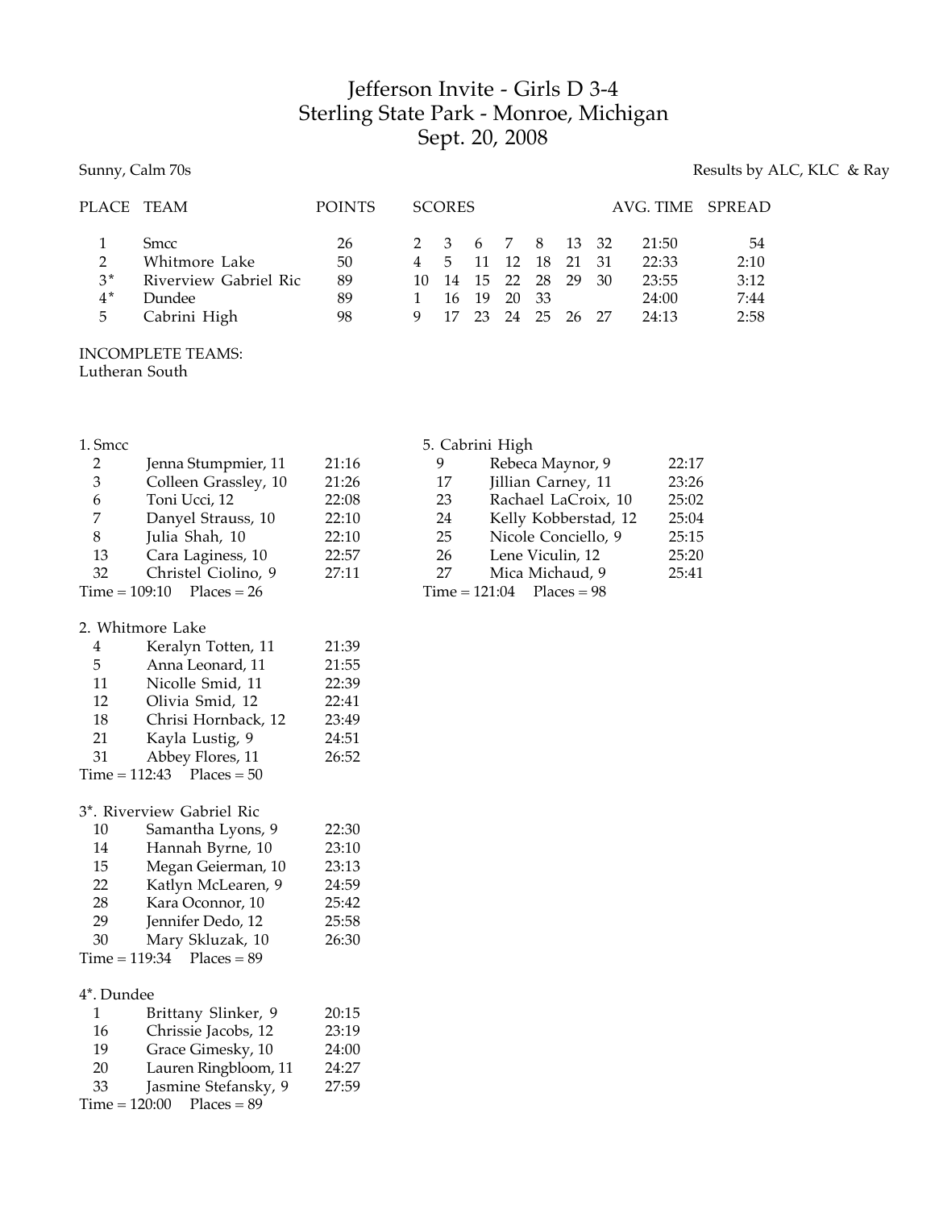# Jefferson Invite - Girls D 3-4
## Sterling State Park - Monroe, Michigan
## Sept. 20, 2008

Sunny, Calm 70s

Results by ALC, KLC & Ray

| PLACE | TEAM | POINTS | SCORES | | | | | | | AVG. TIME | SPREAD |
|---|---|---|---|---|---|---|---|---|---|---|---|
| 1 | Smcc | 26 | 2 | 3 | 6 | 7 | 8 | 13 | 32 | 21:50 | 54 |
| 2 | Whitmore Lake | 50 | 4 | 5 | 11 | 12 | 18 | 21 | 31 | 22:33 | 2:10 |
| 3* | Riverview Gabriel Ric | 89 | 10 | 14 | 15 | 22 | 28 | 29 | 30 | 23:55 | 3:12 |
| 4* | Dundee | 89 | 1 | 16 | 19 | 20 | 33 | | | 24:00 | 7:44 |
| 5 | Cabrini High | 98 | 9 | 17 | 23 | 24 | 25 | 26 | 27 | 24:13 | 2:58 |

INCOMPLETE TEAMS:
Lutheran South

**1. Smcc**

| Place | Name | Time |
|---|---|---|
| 2 | Jenna Stumpmier, 11 | 21:16 |
| 3 | Colleen Grassley, 10 | 21:26 |
| 6 | Toni Ucci, 12 | 22:08 |
| 7 | Danyel Strauss, 10 | 22:10 |
| 8 | Julia Shah, 10 | 22:10 |
| 13 | Cara Laginess, 10 | 22:57 |
| 32 | Christel Ciolino, 9 | 27:11 |

Time = 109:10 Places = 26

**2. Whitmore Lake**

| Place | Name | Time |
|---|---|---|
| 4 | Keralyn Totten, 11 | 21:39 |
| 5 | Anna Leonard, 11 | 21:55 |
| 11 | Nicolle Smid, 11 | 22:39 |
| 12 | Olivia Smid, 12 | 22:41 |
| 18 | Chrisi Hornback, 12 | 23:49 |
| 21 | Kayla Lustig, 9 | 24:51 |
| 31 | Abbey Flores, 11 | 26:52 |

Time = 112:43 Places = 50

**3*. Riverview Gabriel Ric**

| Place | Name | Time |
|---|---|---|
| 10 | Samantha Lyons, 9 | 22:30 |
| 14 | Hannah Byrne, 10 | 23:10 |
| 15 | Megan Geierman, 10 | 23:13 |
| 22 | Katlyn McLearen, 9 | 24:59 |
| 28 | Kara Oconnor, 10 | 25:42 |
| 29 | Jennifer Dedo, 12 | 25:58 |
| 30 | Mary Skluzak, 10 | 26:30 |

Time = 119:34 Places = 89

**4*. Dundee**

| Place | Name | Time |
|---|---|---|
| 1 | Brittany Slinker, 9 | 20:15 |
| 16 | Chrissie Jacobs, 12 | 23:19 |
| 19 | Grace Gimesky, 10 | 24:00 |
| 20 | Lauren Ringbloom, 11 | 24:27 |
| 33 | Jasmine Stefansky, 9 | 27:59 |

Time = 120:00 Places = 89

**5. Cabrini High**

| Place | Name | Time |
|---|---|---|
| 9 | Rebeca Maynor, 9 | 22:17 |
| 17 | Jillian Carney, 11 | 23:26 |
| 23 | Rachael LaCroix, 10 | 25:02 |
| 24 | Kelly Kobberstad, 12 | 25:04 |
| 25 | Nicole Conciello, 9 | 25:15 |
| 26 | Lene Viculin, 12 | 25:20 |
| 27 | Mica Michaud, 9 | 25:41 |

Time = 121:04 Places = 98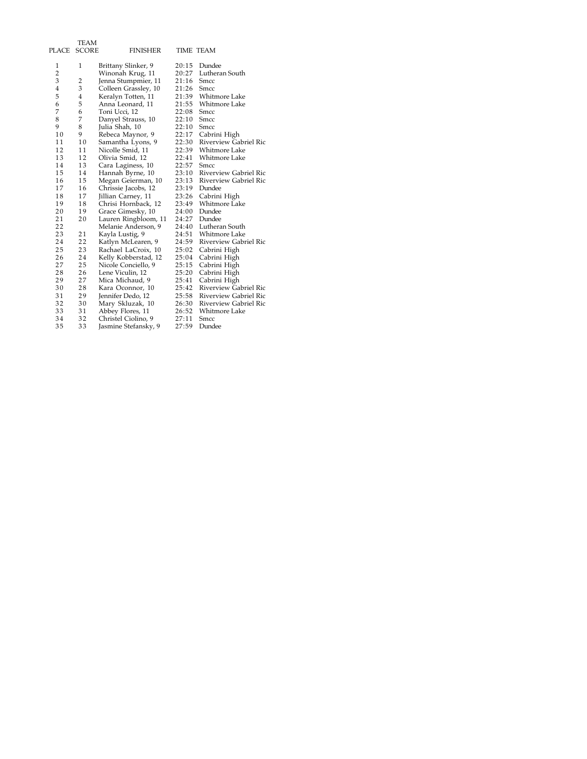| PLACE | TEAM SCORE | FINISHER | TIME | TEAM |
|---|---|---|---|---|
| 1 | 1 | Brittany Slinker, 9 | 20:15 | Dundee |
| 2 | | Winonah Krug, 11 | 20:27 | Lutheran South |
| 3 | 2 | Jenna Stumpmier, 11 | 21:16 | Smcc |
| 4 | 3 | Colleen Grassley, 10 | 21:26 | Smcc |
| 5 | 4 | Keralyn Totten, 11 | 21:39 | Whitmore Lake |
| 6 | 5 | Anna Leonard, 11 | 21:55 | Whitmore Lake |
| 7 | 6 | Toni Ucci, 12 | 22:08 | Smcc |
| 8 | 7 | Danyel Strauss, 10 | 22:10 | Smcc |
| 9 | 8 | Julia Shah, 10 | 22:10 | Smcc |
| 10 | 9 | Rebeca Maynor, 9 | 22:17 | Cabrini High |
| 11 | 10 | Samantha Lyons, 9 | 22:30 | Riverview Gabriel Ric |
| 12 | 11 | Nicolle Smid, 11 | 22:39 | Whitmore Lake |
| 13 | 12 | Olivia Smid, 12 | 22:41 | Whitmore Lake |
| 14 | 13 | Cara Laginess, 10 | 22:57 | Smcc |
| 15 | 14 | Hannah Byrne, 10 | 23:10 | Riverview Gabriel Ric |
| 16 | 15 | Megan Geierman, 10 | 23:13 | Riverview Gabriel Ric |
| 17 | 16 | Chrissie Jacobs, 12 | 23:19 | Dundee |
| 18 | 17 | Jillian Carney, 11 | 23:26 | Cabrini High |
| 19 | 18 | Chrisi Hornback, 12 | 23:49 | Whitmore Lake |
| 20 | 19 | Grace Gimesky, 10 | 24:00 | Dundee |
| 21 | 20 | Lauren Ringbloom, 11 | 24:27 | Dundee |
| 22 | | Melanie Anderson, 9 | 24:40 | Lutheran South |
| 23 | 21 | Kayla Lustig, 9 | 24:51 | Whitmore Lake |
| 24 | 22 | Katlyn McLearen, 9 | 24:59 | Riverview Gabriel Ric |
| 25 | 23 | Rachael LaCroix, 10 | 25:02 | Cabrini High |
| 26 | 24 | Kelly Kobberstad, 12 | 25:04 | Cabrini High |
| 27 | 25 | Nicole Conciello, 9 | 25:15 | Cabrini High |
| 28 | 26 | Lene Viculin, 12 | 25:20 | Cabrini High |
| 29 | 27 | Mica Michaud, 9 | 25:41 | Cabrini High |
| 30 | 28 | Kara Oconnor, 10 | 25:42 | Riverview Gabriel Ric |
| 31 | 29 | Jennifer Dedo, 12 | 25:58 | Riverview Gabriel Ric |
| 32 | 30 | Mary Skluzak, 10 | 26:30 | Riverview Gabriel Ric |
| 33 | 31 | Abbey Flores, 11 | 26:52 | Whitmore Lake |
| 34 | 32 | Christel Ciolino, 9 | 27:11 | Smcc |
| 35 | 33 | Jasmine Stefansky, 9 | 27:59 | Dundee |